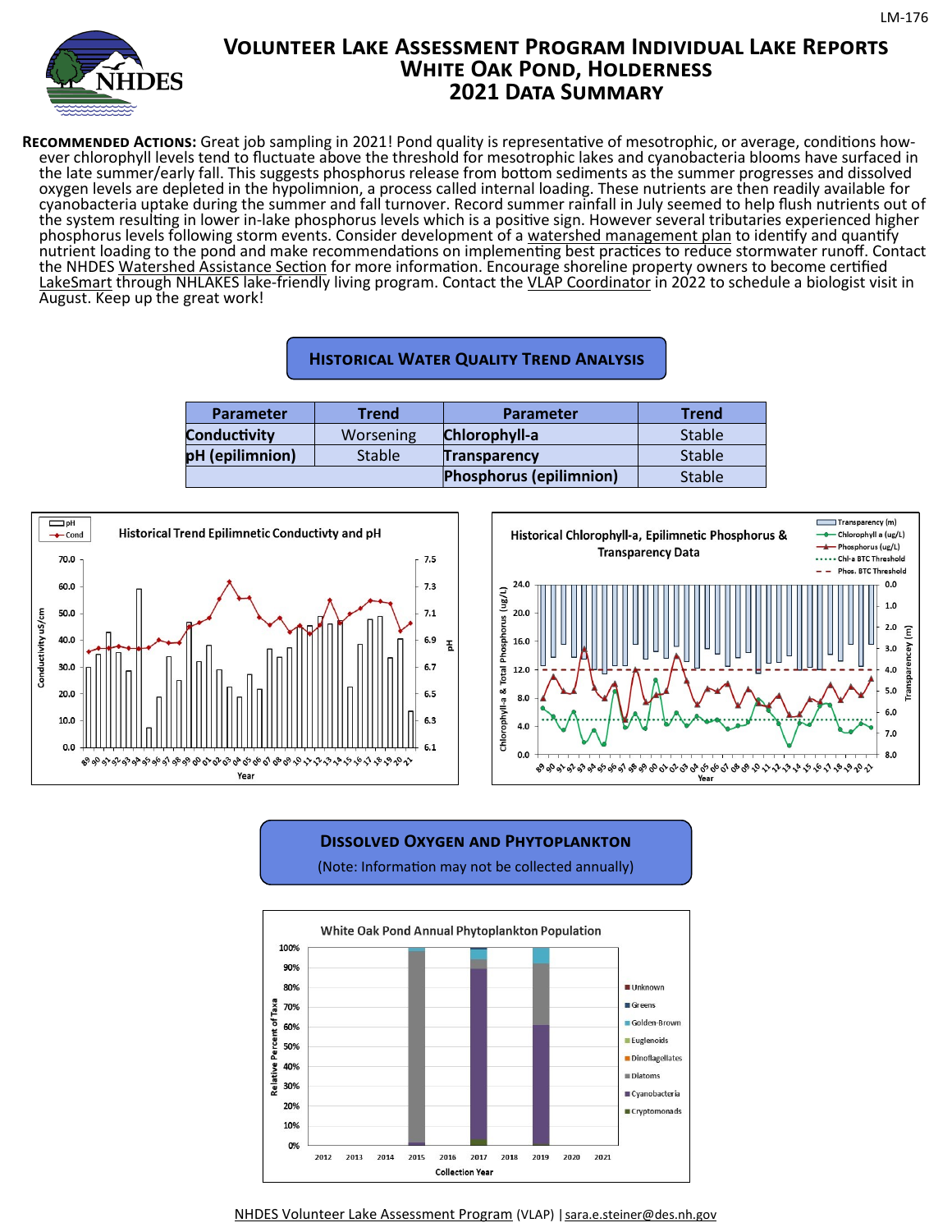# Volunteer Lake Assessment Program Individual Lake Reports
# White Oak Pond, Holderness
# 2021 Data Summary

**Recommended Actions:** Great job sampling in 2021! Pond quality is representative of mesotrophic, or average, conditions however chlorophyll levels tend to fluctuate above the threshold for mesotrophic lakes and cyanobacteria blooms have surfaced in the late summer/early fall. This suggests phosphorus release from bottom sediments as the summer progresses and dissolved oxygen levels are depleted in the hypolimnion, a process called internal loading. These nutrients are then readily available for cyanobacteria uptake during the summer and fall turnover. Record summer rainfall in July seemed to help flush nutrients out of the system resulting in lower in-lake phosphorus levels which is a positive sign. However several tributaries experienced higher phosphorus levels following storm events. Consider development of a watershed management plan to identify and quantify nutrient loading to the pond and make recommendations on implementing best practices to reduce stormwater runoff. Contact the NHDES Watershed Assistance Section for more information. Encourage shoreline property owners to become certified LakeSmart through NHLAKES lake-friendly living program. Contact the VLAP Coordinator in 2022 to schedule a biologist visit in August. Keep up the great work!

## Historical Water Quality Trend Analysis

| Parameter | Trend | Parameter | Trend |
|---|---|---|---|
| **Conductivity** | Worsening | **Chlorophyll-a** | Stable |
| **pH (epilimnion)** | Stable | **Transparency** | Stable |
| | | **Phosphorus (epilimnion)** | Stable |

Historical Trend Epilimnetic Conductivty and pH

Historical Chlorophyll-a, Epilimnetic Phosphorus & Transparency Data

## Dissolved Oxygen and Phytoplankton

(Note: Information may not be collected annually)

White Oak Pond Annual Phytoplankton Population

NHDES Volunteer Lake Assessment Program (VLAP) | sara.e.steiner@des.nh.gov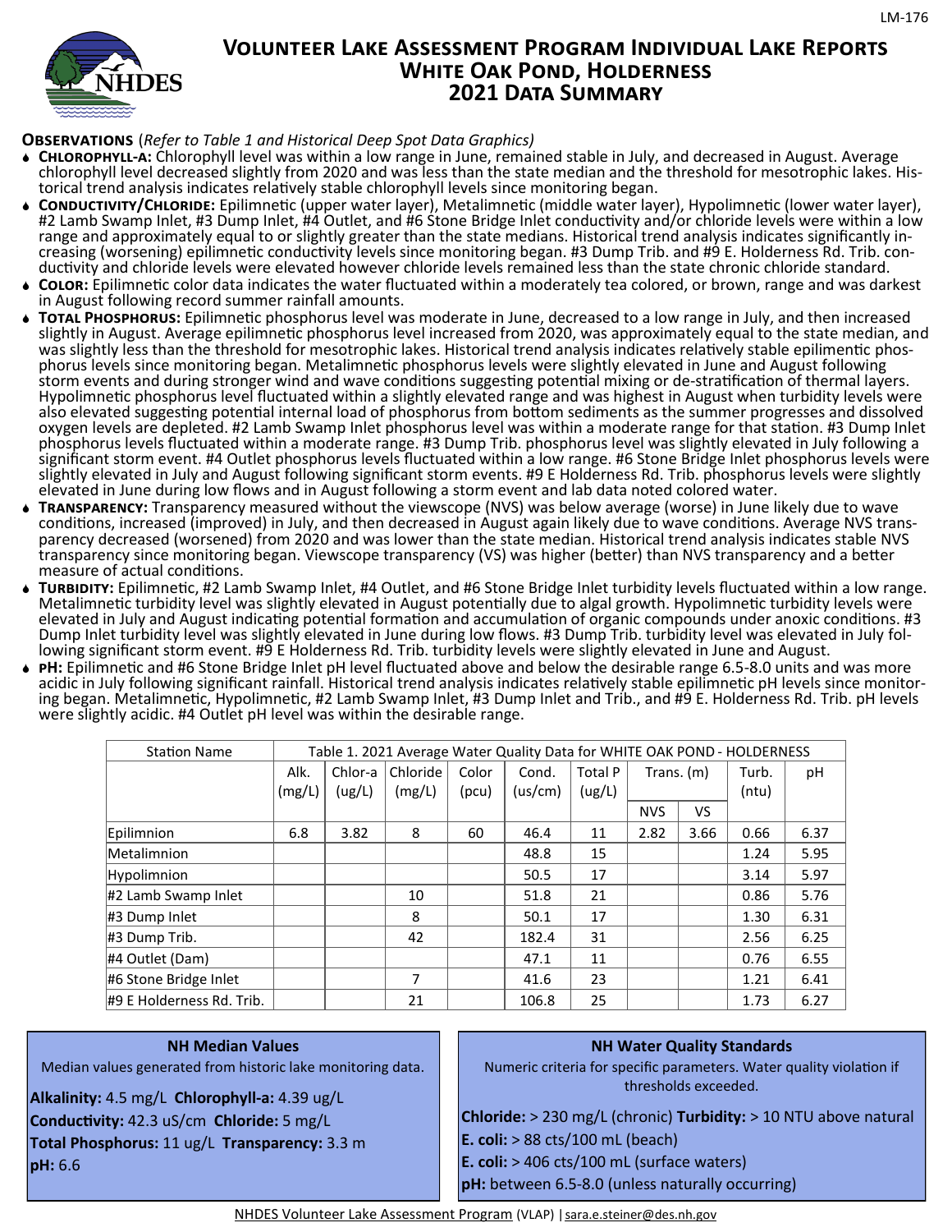# Volunteer Lake Assessment Program Individual Lake Reports White Oak Pond, Holderness 2021 Data Summary

**Observations** (*Refer to Table 1 and Historical Deep Spot Data Graphics*)

- **Chlorophyll-a:** Chlorophyll level was within a low range in June, remained stable in July, and decreased in August. Average chlorophyll level decreased slightly from 2020 and was less than the state median and the threshold for mesotrophic lakes. Historical trend analysis indicates relatively stable chlorophyll levels since monitoring began.
- **Conductivity/Chloride:** Epilimnetic (upper water layer), Metalimnetic (middle water layer), Hypolimnetic (lower water layer), #2 Lamb Swamp Inlet, #3 Dump Inlet, #4 Outlet, and #6 Stone Bridge Inlet conductivity and/or chloride levels were within a low range and approximately equal to or slightly greater than the state medians. Historical trend analysis indicates significantly increasing (worsening) epilimnetic conductivity levels since monitoring began. #3 Dump Trib. and #9 E. Holderness Rd. Trib. conductivity and chloride levels were elevated however chloride levels remained less than the state chronic chloride standard.
- **Color:** Epilimnetic color data indicates the water fluctuated within a moderately tea colored, or brown, range and was darkest in August following record summer rainfall amounts.
- **Total Phosphorus:** Epilimnetic phosphorus level was moderate in June, decreased to a low range in July, and then increased slightly in August. Average epilimnetic phosphorus level increased from 2020, was approximately equal to the state median, and was slightly less than the threshold for mesotrophic lakes. Historical trend analysis indicates relatively stable epilimnetic phosphorus levels since monitoring began. Metalimnetic phosphorus levels were slightly elevated in June and August following storm events and during stronger wind and wave conditions suggesting potential mixing or de-stratification of thermal layers. Hypolimnetic phosphorus level fluctuated within a slightly elevated range and was highest in August when turbidity levels were also elevated suggesting potential internal load of phosphorus from bottom sediments as the summer progresses and dissolved oxygen levels are depleted. #2 Lamb Swamp Inlet phosphorus level was within a moderate range for that station. #3 Dump Inlet phosphorus levels fluctuated within a moderate range. #3 Dump Trib. phosphorus level was slightly elevated in July following a significant storm event. #4 Outlet phosphorus levels fluctuated within a low range. #6 Stone Bridge Inlet phosphorus levels were slightly elevated in July and August following significant storm events. #9 E Holderness Rd. Trib. phosphorus levels were slightly elevated in June during low flows and in August following a storm event and lab data noted colored water.
- **Transparency:** Transparency measured without the viewscope (NVS) was below average (worse) in June likely due to wave conditions, increased (improved) in July, and then decreased in August again likely due to wave conditions. Average NVS transparency decreased (worsened) from 2020 and was lower than the state median. Historical trend analysis indicates stable NVS transparency since monitoring began. Viewscope transparency (VS) was higher (better) than NVS transparency and a better measure of actual conditions.
- **Turbidity:** Epilimnetic, #2 Lamb Swamp Inlet, #4 Outlet, and #6 Stone Bridge Inlet turbidity levels fluctuated within a low range. Metalimnetic turbidity level was slightly elevated in August potentially due to algal growth. Hypolimnetic turbidity levels were elevated in July and August indicating potential formation and accumulation of organic compounds under anoxic conditions. #3 Dump Inlet turbidity level was slightly elevated in June during low flows. #3 Dump Trib. turbidity level was elevated in July following significant storm event. #9 E Holderness Rd. Trib. turbidity levels were slightly elevated in June and August.
- **pH:** Epilimnetic and #6 Stone Bridge Inlet pH level fluctuated above and below the desirable range 6.5-8.0 units and was more acidic in July following significant rainfall. Historical trend analysis indicates relatively stable epilimnetic pH levels since monitoring began. Metalimnetic, Hypolimnetic, #2 Lamb Swamp Inlet, #3 Dump Inlet and Trib., and #9 E. Holderness Rd. Trib. pH levels were slightly acidic. #4 Outlet pH level was within the desirable range.

| Station Name | Table 1. 2021 Average Water Quality Data for WHITE OAK POND - HOLDERNESS | | | | | | | | | |
|---|---|---|---|---|---|---|---|---|---|---|
| | Alk. (mg/L) | Chlor-a (ug/L) | Chloride (mg/L) | Color (pcu) | Cond. (us/cm) | Total P (ug/L) | Trans. (m) | | Turb. (ntu) | pH |
| | | | | | | | NVS | VS | | |
| Epilimnion | 6.8 | 3.82 | 8 | 60 | 46.4 | 11 | 2.82 | 3.66 | 0.66 | 6.37 |
| Metalimnion | | | | | 48.8 | 15 | | | 1.24 | 5.95 |
| Hypolimnion | | | | | 50.5 | 17 | | | 3.14 | 5.97 |
| #2 Lamb Swamp Inlet | | | 10 | | 51.8 | 21 | | | 0.86 | 5.76 |
| #3 Dump Inlet | | | 8 | | 50.1 | 17 | | | 1.30 | 6.31 |
| #3 Dump Trib. | | | 42 | | 182.4 | 31 | | | 2.56 | 6.25 |
| #4 Outlet (Dam) | | | | | 47.1 | 11 | | | 0.76 | 6.55 |
| #6 Stone Bridge Inlet | | | 7 | | 41.6 | 23 | | | 1.21 | 6.41 |
| #9 E Holderness Rd. Trib. | | | 21 | | 106.8 | 25 | | | 1.73 | 6.27 |

**NH Median Values**

Median values generated from historic lake monitoring data.

**Alkalinity:** 4.5 mg/L **Chlorophyll-a:** 4.39 ug/L
**Conductivity:** 42.3 uS/cm **Chloride:** 5 mg/L
**Total Phosphorus:** 11 ug/L **Transparency:** 3.3 m
**pH:** 6.6

**NH Water Quality Standards**

Numeric criteria for specific parameters. Water quality violation if thresholds exceeded.

**Chloride:** > 230 mg/L (chronic) **Turbidity:** > 10 NTU above natural
**E. coli:** > 88 cts/100 mL (beach)
**E. coli:** > 406 cts/100 mL (surface waters)
**pH:** between 6.5-8.0 (unless naturally occurring)

NHDES Volunteer Lake Assessment Program (VLAP) | sara.e.steiner@des.nh.gov